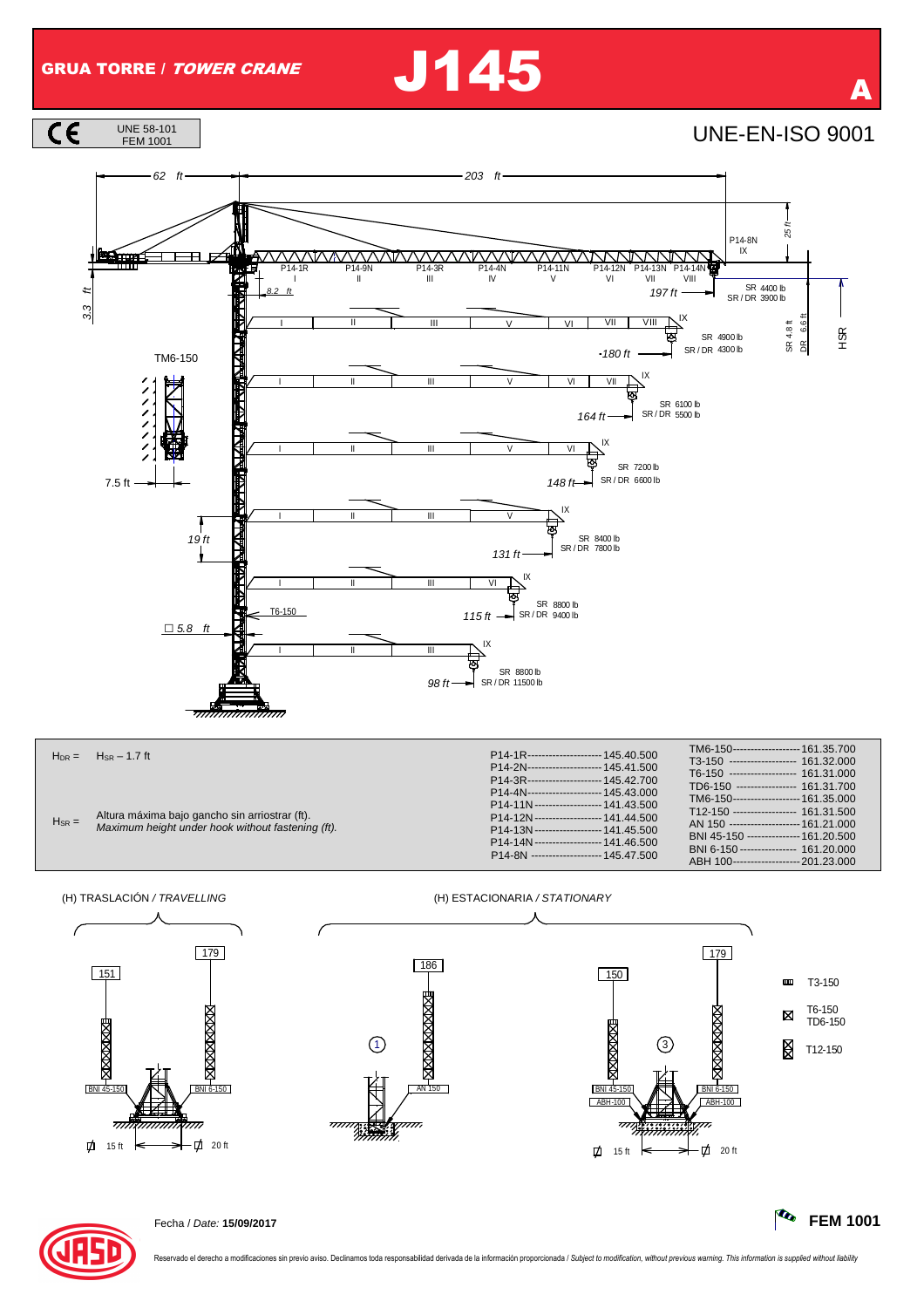# GRUA TORRE / *TOWER CRANE*

# J145

**A**

UNE 58-101
FEM 1001

UNE-EN-ISO 9001

62 ft — 203 ft

P14-1R I, P14-9N II, P14-3R III, P14-4N IV, P14-11N V, P14-12N VI, P14-13N VII, P14-14N VIII, P14-8N IX

| Radius | SR | SR / DR |
|---|---|---|
| 197 ft | 4400 lb | 3900 lb |
| 180 ft | 4900 lb | 4300 lb |
| 164 ft | 6100 lb | 5500 lb |
| 148 ft | 7200 lb | 6600 lb |
| 131 ft | 8400 lb | 7800 lb |
| 115 ft | 8800 lb | 9400 lb |
| 98 ft | 8800 lb | 11500 lb |

25 ft; 3.3 ft; 8.2 ft; SR 4.8 ft; DR 6.6 ft; HSR; TM6-150; 7.5 ft; 19 ft; T6-150; □ 5.8 ft

$H_{DR}$ = $H_{SR}$ – 1.7 ft

$H_{SR}$ = Altura máxima bajo gancho sin arriostrar (ft).
*Maximum height under hook without fastening (ft).*

| Elemento | Código |
|---|---|
| P14-1R | 145.40.500 |
| P14-2N | 145.41.500 |
| P14-3R | 145.42.700 |
| P14-4N | 145.43.000 |
| P14-11N | 141.43.500 |
| P14-12N | 141.44.500 |
| P14-13N | 141.45.500 |
| P14-14N | 141.46.500 |
| P14-8N | 145.47.500 |

| Elemento | Código |
|---|---|
| TM6-150 | 161.35.700 |
| T3-150 | 161.32.000 |
| T6-150 | 161.31.000 |
| TD6-150 | 161.31.700 |
| TM6-150 | 161.35.000 |
| T12-150 | 161.31.500 |
| AN 150 | 161.21.000 |
| BNI 45-150 | 161.20.500 |
| BNI 6-150 | 161.20.000 |
| ABH 100 | 201.23.000 |

(H) TRASLACIÓN / *TRAVELLING*: 151 (BNI 45-150, 15 ft), 179 (BNI 6-150, 20 ft)

(H) ESTACIONARIA / *STATIONARY*: ① 186 (AN 150); ③ 150 (BNI 45-150, ABH-100, 15 ft), 179 (BNI 6-150, ABH-100, 20 ft)

T3-150; T6-150 / TD6-150; T12-150

Fecha / *Date:* **15/09/2017**

**FEM 1001**

Reservado el derecho a modificaciones sin previo aviso. Declinamos toda responsabilidad derivada de la información proporcionada / *Subject to modification, without previous warning. This information is supplied without liability*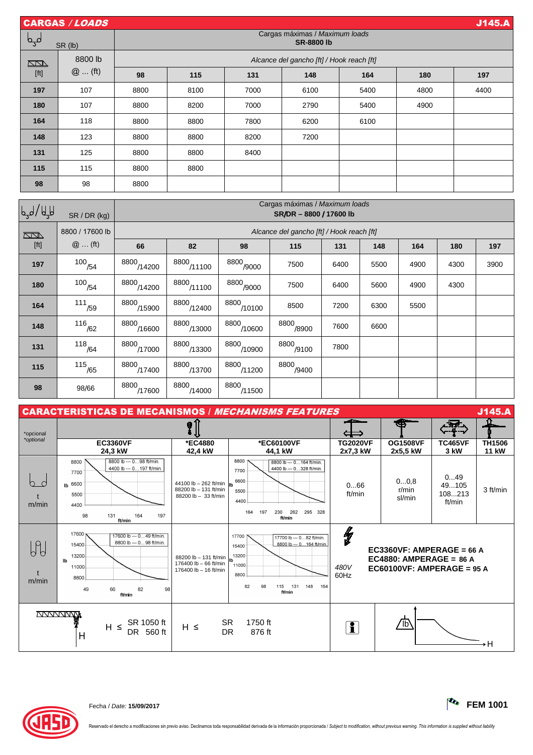## CARGAS / *LOADS* — J145.A

| SR (lb) | | Cargas máximas / *Maximum loads* **SR-8800 lb** | | | | | | |
|---|---|---|---|---|---|---|---|---|
| [ft] | 8800 lb @ ... (ft) | *Alcance del gancho [ft] / Hook reach [ft]* | | | | | | |
| | | **98** | **115** | **131** | **148** | **164** | **180** | **197** |
| **197** | 107 | 8800 | 8100 | 7000 | 6100 | 5400 | 4800 | 4400 |
| **180** | 107 | 8800 | 8200 | 7000 | 2790 | 5400 | 4900 | |
| **164** | 118 | 8800 | 8800 | 7800 | 6200 | 6100 | | |
| **148** | 123 | 8800 | 8800 | 8200 | 7200 | | | |
| **131** | 125 | 8800 | 8800 | 8400 | | | | |
| **115** | 115 | 8800 | 8800 | | | | | |
| **98** | 98 | 8800 | | | | | | |

| SR / DR (kg) | | Cargas máximas / *Maximum loads* **SR/DR – 8800 / 17600 lb** | | | | | | | | |
|---|---|---|---|---|---|---|---|---|---|---|
| [ft] | 8800 / 17600 lb @ ... (ft) | *Alcance del gancho [ft] / Hook reach [ft]* | | | | | | | | |
| | | **66** | **82** | **98** | **115** | **131** | **148** | **164** | **180** | **197** |
| **197** | 100/54 | 8800/14200 | 8800/11100 | 8800/9000 | 7500 | 6400 | 5500 | 4900 | 4300 | 3900 |
| **180** | 100/54 | 8800/14200 | 8800/11100 | 8800/9000 | 7500 | 6400 | 5600 | 4900 | 4300 | |
| **164** | 111/59 | 8800/15900 | 8800/12400 | 8800/10100 | 8500 | 7200 | 6300 | 5500 | | |
| **148** | 116/62 | 8800/16600 | 8800/13000 | 8800/10600 | 8800/8900 | 7600 | 6600 | | | |
| **131** | 118/64 | 8800/17000 | 8800/13300 | 8800/10900 | 8800/9100 | 7800 | | | | |
| **115** | 115/65 | 8800/17400 | 8800/13700 | 8800/11200 | 8800/9400 | | | | | |
| **98** | 98/66 | 8800/17600 | 8800/14000 | 8800/11500 | | | | | | |

## CARACTERISTICAS DE MECANISMOS / *MECHANISMS FEATURES* — J145.A

| \*opcional *\*optional* | **EC3360VF 24,3 kW** | **\*EC4880 42,4 kW** | **\*EC60100VF 44,1 kW** | **TG2020VF 2x7,3 kW** | **OG1508VF 2x5,5 kW** | **TC465VF 3 kW** | **TH1506 11 kW** |
|---|---|---|---|---|---|---|---|
| SR t m/min | 8800 lb --- 0...98 ft/min. 4400 lb --- 0...197 ft/min. (lb: 8800, 7700, 6600, 5500, 4400; ft/min: 98, 131, 164, 197) | 44100 lb – 262 ft/min 88200 lb – 131 ft/min 88200 lb – 33 ft/min | 8800 lb --- 0...164 ft/min. 4400 lb --- 0...328 ft/min. (lb: 8800, 7700, 6600, 5500, 4400; ft/min: 164, 197, 230, 262, 295, 328) | 0...66 ft/min | 0...0,8 r/min sl/min | 0...49 49...105 108...213 ft/min | 3 ft/min |
| DR t m/min | 17600 lb --- 0...49 ft/min. 8800 lb --- 0...98 ft/min. (lb: 17600, 15400, 13200, 11000, 8800; ft/min: 49, 66, 82, 98) | 88200 lb – 131 ft/min 176400 lb – 66 ft/min 176400 lb – 16 ft/min | 17700 lb --- 0...82 ft/min. 8800 lb --- 0...164 ft/min. (lb: 17700, 15400, 13200, 11000, 8800; ft/min: 82, 98, 115, 131, 148, 164) | 480V 60Hz | **EC3360VF: AMPERAGE = 66 A** **EC4880: AMPERAGE = 86 A** **EC60100VF: AMPERAGE = 95 A** | | |
| H | H ≤ SR 1050 ft DR 560 ft | H ≤ SR 1750 ft DR 876 ft | | | | | |

Fecha / *Date:* **15/09/2017**

**FEM 1001**

Reservado el derecho a modificaciones sin previo aviso. Declinamos toda responsabilidad derivada de la información proporcionada / *Subject to modification, without previous warning. This information is supplied without liability*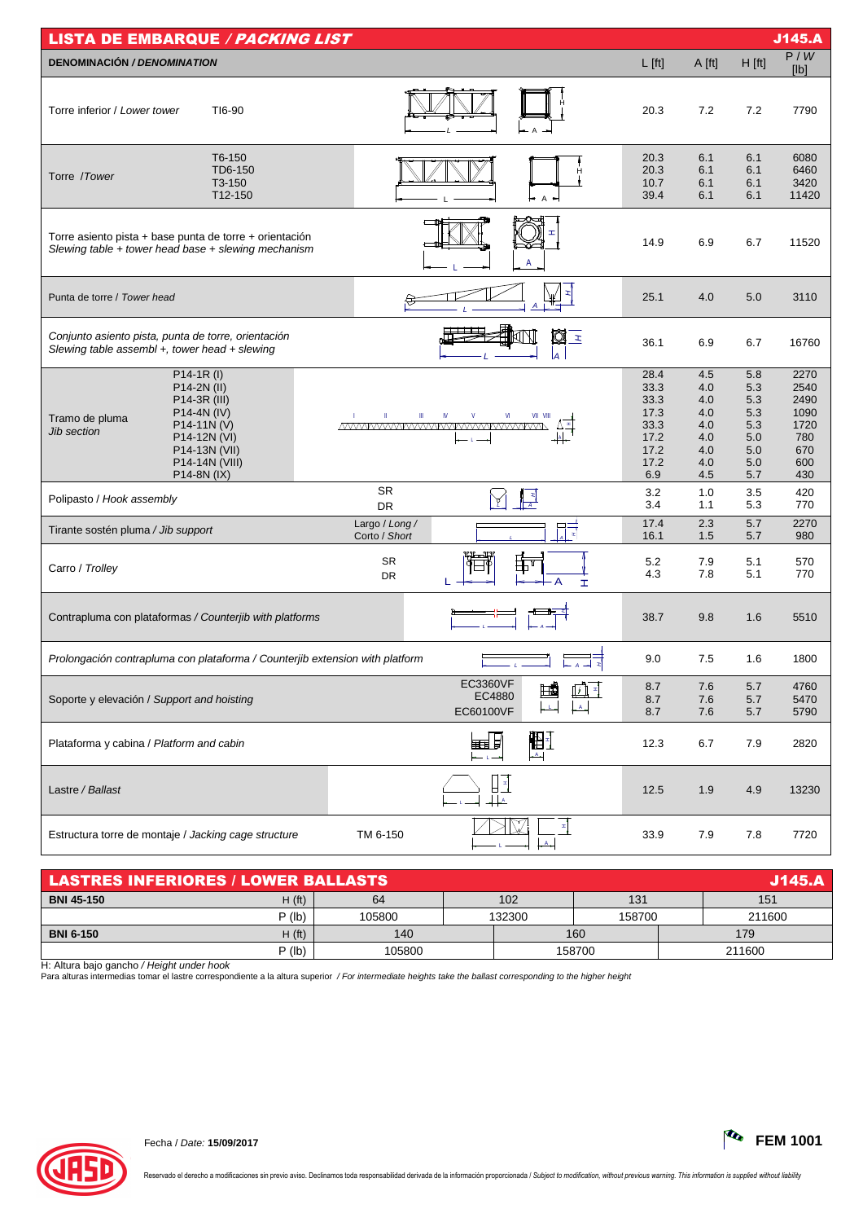## LISTA DE EMBARQUE / *PACKING LIST* — J145.A

| DENOMINACIÓN / *DENOMINATION* | | L [ft] | A [ft] | H [ft] | P / *W* [lb] |
|---|---|---|---|---|---|
| Torre inferior / *Lower tower* | TI6-90 | 20.3 | 7.2 | 7.2 | 7790 |
| Torre / *Tower* | T6-150 | 20.3 | 6.1 | 6.1 | 6080 |
| | TD6-150 | 20.3 | 6.1 | 6.1 | 6460 |
| | T3-150 | 10.7 | 6.1 | 6.1 | 3420 |
| | T12-150 | 39.4 | 6.1 | 6.1 | 11420 |
| Torre asiento pista + base punta de torre + orientación / *Slewing table + tower head base + slewing mechanism* | | 14.9 | 6.9 | 6.7 | 11520 |
| Punta de torre / *Tower head* | | 25.1 | 4.0 | 5.0 | 3110 |
| *Conjunto asiento pista, punta de torre, orientación* / *Slewing table assembl +, tower head + slewing* | | 36.1 | 6.9 | 6.7 | 16760 |
| Tramo de pluma / *Jib section* | P14-1R (I) | 28.4 | 4.5 | 5.8 | 2270 |
| | P14-2N (II) | 33.3 | 4.0 | 5.3 | 2540 |
| | P14-3R (III) | 33.3 | 4.0 | 5.3 | 2490 |
| | P14-4N (IV) | 17.3 | 4.0 | 5.3 | 1090 |
| | P14-11N (V) | 33.3 | 4.0 | 5.3 | 1720 |
| | P14-12N (VI) | 17.2 | 4.0 | 5.0 | 780 |
| | P14-13N (VII) | 17.2 | 4.0 | 5.0 | 670 |
| | P14-14N (VIII) | 17.2 | 4.0 | 5.0 | 600 |
| | P14-8N (IX) | 6.9 | 4.5 | 5.7 | 430 |
| Polipasto / *Hook assembly* | SR | 3.2 | 1.0 | 3.5 | 420 |
| | DR | 3.4 | 1.1 | 5.3 | 770 |
| Tirante sostén pluma / *Jib support* | Largo / *Long* | 17.4 | 2.3 | 5.7 | 2270 |
| | Corto / *Short* | 16.1 | 1.5 | 5.7 | 980 |
| Carro / *Trolley* | SR | 5.2 | 7.9 | 5.1 | 570 |
| | DR | 4.3 | 7.8 | 5.1 | 770 |
| Contrapluma con plataformas / *Counterjib with platforms* | | 38.7 | 9.8 | 1.6 | 5510 |
| *Prolongación contrapluma con plataforma / Counterjib extension with platform* | | 9.0 | 7.5 | 1.6 | 1800 |
| Soporte y elevación / *Support and hoisting* | EC3360VF | 8.7 | 7.6 | 5.7 | 4760 |
| | EC4880 | 8.7 | 7.6 | 5.7 | 5470 |
| | EC60100VF | 8.7 | 7.6 | 5.7 | 5790 |
| Plataforma y cabina / *Platform and cabin* | | 12.3 | 6.7 | 7.9 | 2820 |
| Lastre / *Ballast* | | 12.5 | 1.9 | 4.9 | 13230 |
| Estructura torre de montaje / *Jacking cage structure* | TM 6-150 | 33.9 | 7.9 | 7.8 | 7720 |

## LASTRES INFERIORES / LOWER BALLASTS — J145.A

| | | | | | |
|---|---|---|---|---|---|
| **BNI 45-150** | H (ft) | 64 | 102 | 131 | 151 |
| | P (lb) | 105800 | 132300 | 158700 | 211600 |
| **BNI 6-150** | H (ft) | 140 | 160 | | 179 |
| | P (lb) | 105800 | 158700 | | 211600 |

H: Altura bajo gancho / *Height under hook*

Para alturas intermedias tomar el lastre correspondiente a la altura superior / *For intermediate heights take the ballast corresponding to the higher height*

Fecha / *Date:* **15/09/2017**

**FEM 1001**

Reservado el derecho a modificaciones sin previo aviso. Declinamos toda responsabilidad derivada de la información proporcionada / *Subject to modification, without previous warning. This information is supplied without liability*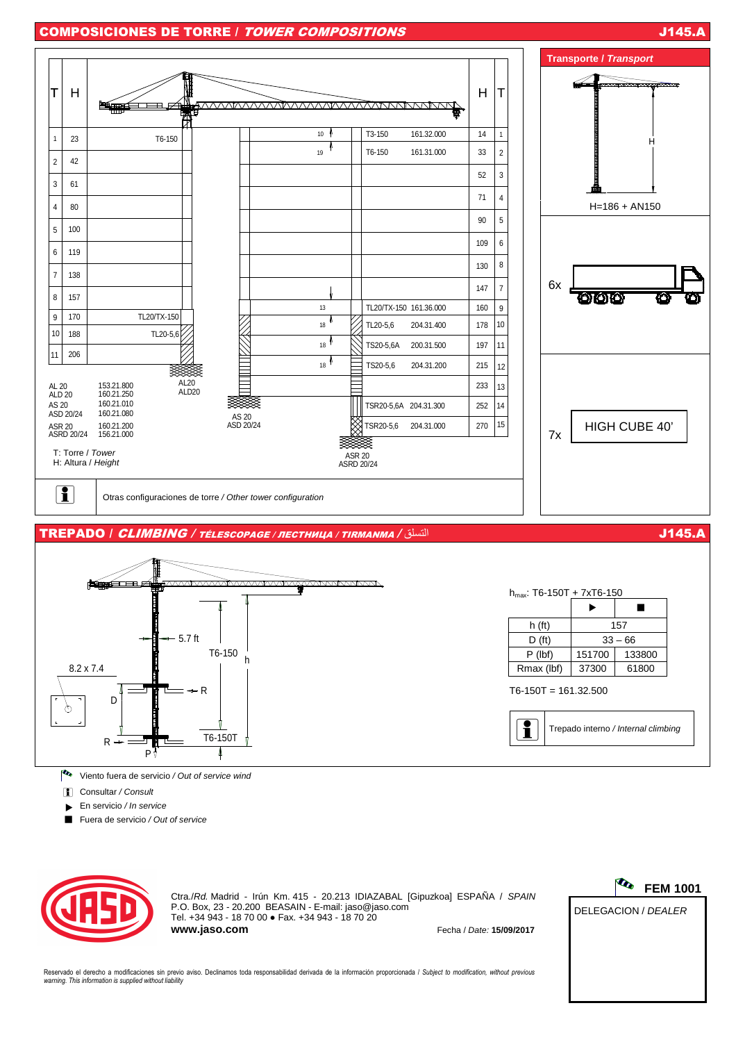## COMPOSICIONES DE TORRE / *TOWER COMPOSITIONS* — J145.A

| T | H | | H | T |
|---|---|---|---|---|
| 1 | 23 | T6-150 — 10 — T3-150 161.32.000 | 14 | 1 |
| 2 | 42 | 19 — T6-150 161.31.000 | 33 | 2 |
| 3 | 61 | | 52 | 3 |
| 4 | 80 | | 71 | 4 |
| 5 | 100 | | 90 | 5 |
| 6 | 119 | | 109 | 6 |
| 7 | 138 | | 130 | 8 |
| 8 | 157 | | 147 | 7 |
| 9 | 170 | TL20/TX-150 — 13 — TL20/TX-150 161.36.000 | 160 | 9 |
| 10 | 188 | TL20-5,6 — 18 — TL20-5,6 204.31.400 | 178 | 10 |
| 11 | 206 | 18 — TS20-5,6A 200.31.500 | 197 | 11 |
| | | 18 — TS20-5,6 204.31.200 | 215 | 12 |
| | | | 233 | 13 |
| | | TSR20-5,6A 204.31.300 | 252 | 14 |
| | | TSR20-5,6 204.31.000 | 270 | 15 |

AL20 / ALD20 — AS 20 / ASD 20/24 — ASR 20 / ASRD 20/24

| | |
|---|---|
| AL 20 | 153.21.800 |
| ALD 20 | 160.21.250 |
| AS 20 | 160.21.010 |
| ASD 20/24 | 160.21.080 |
| ASR 20 | 160.21.200 |
| ASRD 20/24 | 156.21.000 |

T: Torre / *Tower*
H: Altura / *Height*

Otras configuraciones de torre / *Other tower configuration*

### Transporte / *Transport*

H

H=186 + AN150

6x

7x HIGH CUBE 40'

## TREPADO / *CLIMBING* / *TÉLESCOPAGE / ЛЕСТНИЦА / TIRMANMA* / التسلق — J145.A

5.7 ft

T6-150

h

8.2 x 7.4

D

R

R

P

T6-150T

$h_{max}$: T6-150T + 7xT6-150

| | ▶ | ■ |
|---|---|---|
| h (ft) | 157 | |
| D (ft) | 33 – 66 | |
| P (lbf) | 151700 | 133800 |
| Rmax (lbf) | 37300 | 61800 |

T6-150T = 161.32.500

Trepado interno / *Internal climbing*

- Viento fuera de servicio / *Out of service wind*
- Consultar / *Consult*
- ▶ En servicio / *In service*
- ■ Fuera de servicio / *Out of service*

Ctra./*Rd.* Madrid - Irún Km. 415 - 20.213 IDIAZABAL [Gipuzkoa] ESPAÑA / *SPAIN*
P.O. Box, 23 - 20.200 BEASAIN - E-mail: jaso@jaso.com
Tel. +34 943 - 18 70 00 • Fax. +34 943 - 18 70 20
**www.jaso.com**

Fecha / *Date:* **15/09/2017**

**FEM 1001**

DELEGACION / *DEALER*

Reservado el derecho a modificaciones sin previo aviso. Declinamos toda responsabilidad derivada de la información proporcionada / *Subject to modification, without previous warning. This information is supplied without liability*